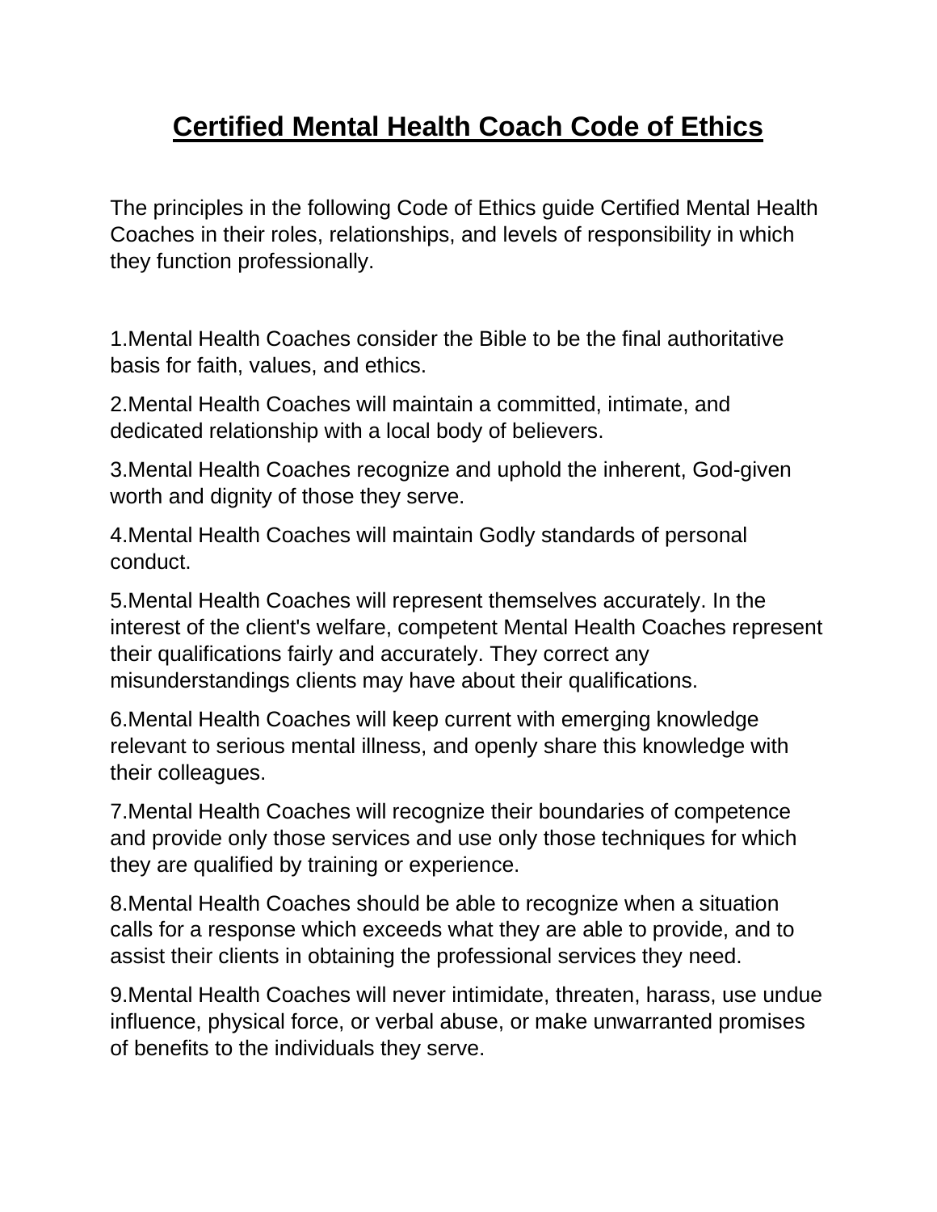# Certified Mental Health Coach Code of Ethics

The principles in the following Code of Ethics guide Certified Mental Health Coaches in their roles, relationships, and levels of responsibility in which they function professionally.

1.Mental Health Coaches consider the Bible to be the final authoritative basis for faith, values, and ethics.

2.Mental Health Coaches will maintain a committed, intimate, and dedicated relationship with a local body of believers.

3.Mental Health Coaches recognize and uphold the inherent, God-given worth and dignity of those they serve.

4.Mental Health Coaches will maintain Godly standards of personal conduct.

5.Mental Health Coaches will represent themselves accurately. In the interest of the client's welfare, competent Mental Health Coaches represent their qualifications fairly and accurately. They correct any misunderstandings clients may have about their qualifications.

6.Mental Health Coaches will keep current with emerging knowledge relevant to serious mental illness, and openly share this knowledge with their colleagues.

7.Mental Health Coaches will recognize their boundaries of competence and provide only those services and use only those techniques for which they are qualified by training or experience.

8.Mental Health Coaches should be able to recognize when a situation calls for a response which exceeds what they are able to provide, and to assist their clients in obtaining the professional services they need.

9.Mental Health Coaches will never intimidate, threaten, harass, use undue influence, physical force, or verbal abuse, or make unwarranted promises of benefits to the individuals they serve.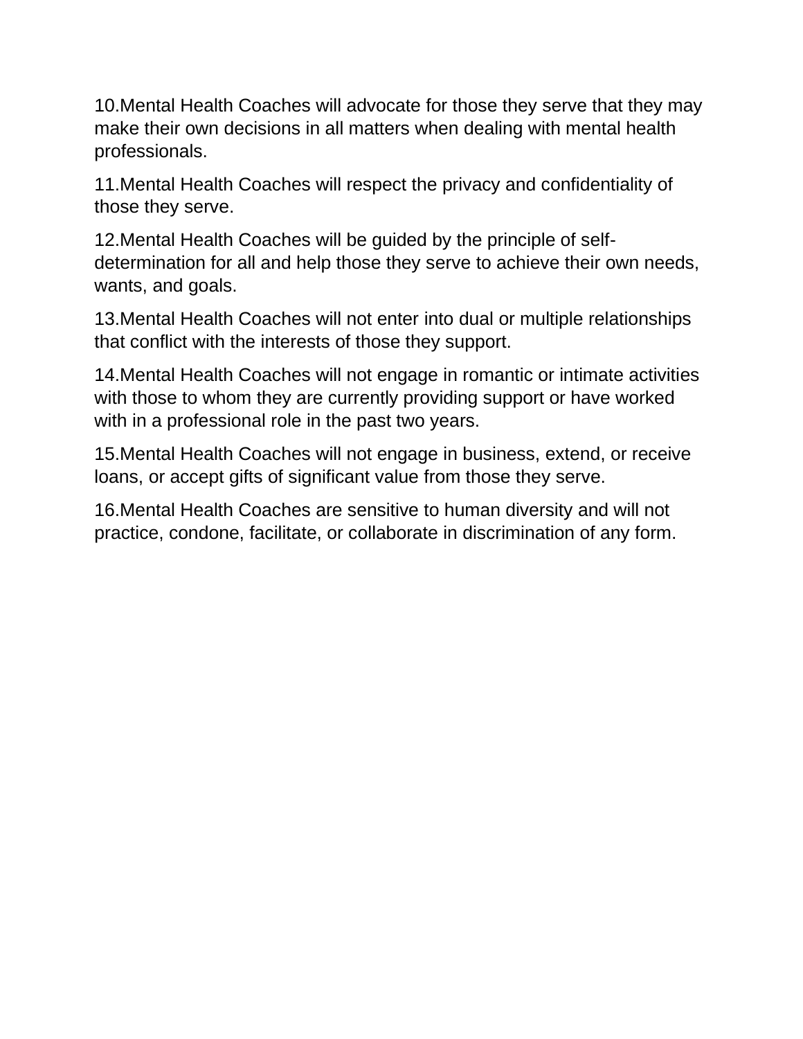10. Mental Health Coaches will advocate for those they serve that they may make their own decisions in all matters when dealing with mental health professionals.

11. Mental Health Coaches will respect the privacy and confidentiality of those they serve.

12. Mental Health Coaches will be guided by the principle of self-determination for all and help those they serve to achieve their own needs, wants, and goals.

13. Mental Health Coaches will not enter into dual or multiple relationships that conflict with the interests of those they support.

14. Mental Health Coaches will not engage in romantic or intimate activities with those to whom they are currently providing support or have worked with in a professional role in the past two years.

15. Mental Health Coaches will not engage in business, extend, or receive loans, or accept gifts of significant value from those they serve.

16. Mental Health Coaches are sensitive to human diversity and will not practice, condone, facilitate, or collaborate in discrimination of any form.